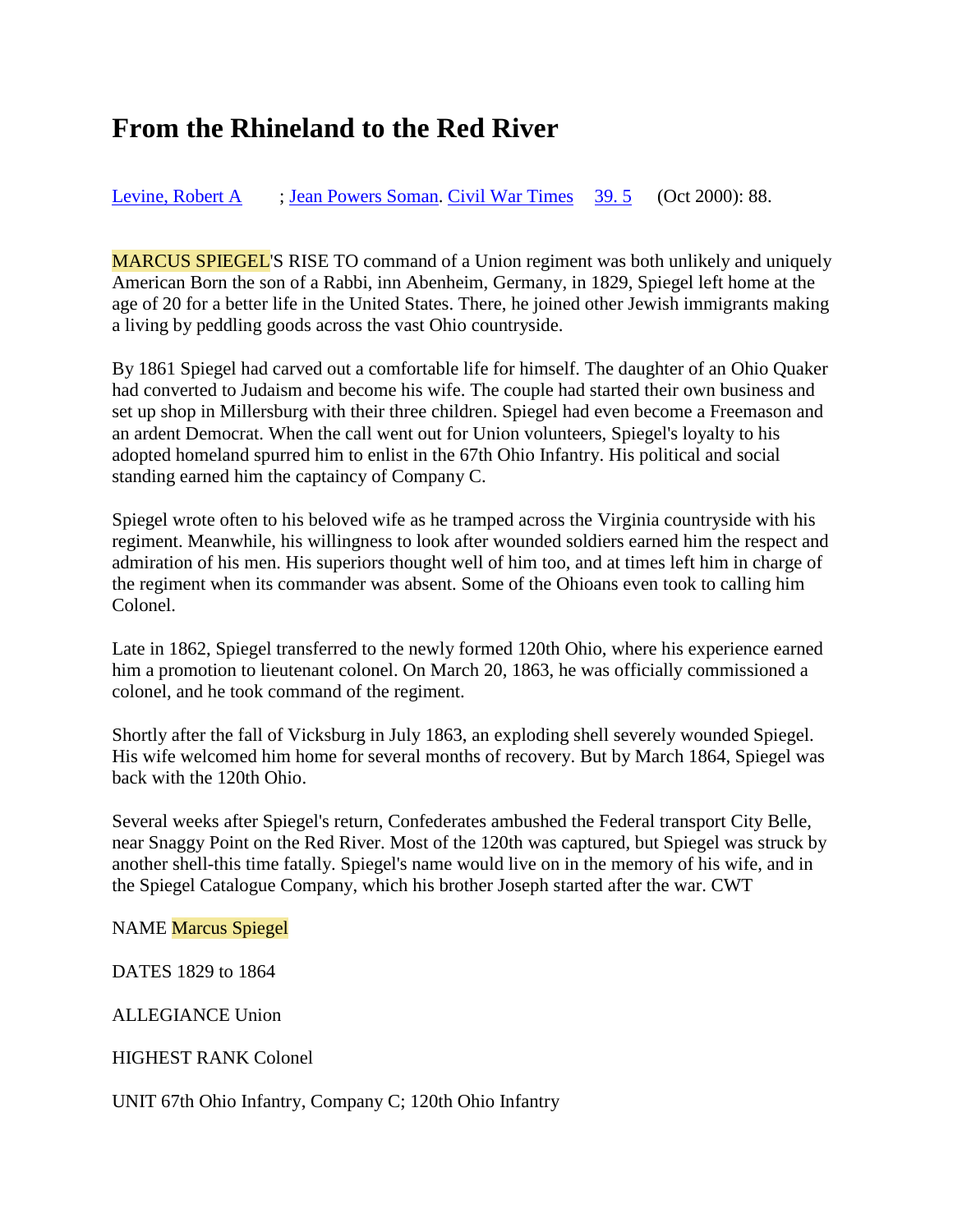# From the Rhineland to the Red River

Levine, Robert A ; Jean Powers Soman. Civil War Times 39. 5 (Oct 2000): 88.

MARCUS SPIEGEL'S RISE TO command of a Union regiment was both unlikely and uniquely American Born the son of a Rabbi, inn Abenheim, Germany, in 1829, Spiegel left home at the age of 20 for a better life in the United States. There, he joined other Jewish immigrants making a living by peddling goods across the vast Ohio countryside.

By 1861 Spiegel had carved out a comfortable life for himself. The daughter of an Ohio Quaker had converted to Judaism and become his wife. The couple had started their own business and set up shop in Millersburg with their three children. Spiegel had even become a Freemason and an ardent Democrat. When the call went out for Union volunteers, Spiegel's loyalty to his adopted homeland spurred him to enlist in the 67th Ohio Infantry. His political and social standing earned him the captaincy of Company C.

Spiegel wrote often to his beloved wife as he tramped across the Virginia countryside with his regiment. Meanwhile, his willingness to look after wounded soldiers earned him the respect and admiration of his men. His superiors thought well of him too, and at times left him in charge of the regiment when its commander was absent. Some of the Ohioans even took to calling him Colonel.

Late in 1862, Spiegel transferred to the newly formed 120th Ohio, where his experience earned him a promotion to lieutenant colonel. On March 20, 1863, he was officially commissioned a colonel, and he took command of the regiment.

Shortly after the fall of Vicksburg in July 1863, an exploding shell severely wounded Spiegel. His wife welcomed him home for several months of recovery. But by March 1864, Spiegel was back with the 120th Ohio.

Several weeks after Spiegel's return, Confederates ambushed the Federal transport City Belle, near Snaggy Point on the Red River. Most of the 120th was captured, but Spiegel was struck by another shell-this time fatally. Spiegel's name would live on in the memory of his wife, and in the Spiegel Catalogue Company, which his brother Joseph started after the war. CWT

NAME Marcus Spiegel

DATES 1829 to 1864

ALLEGIANCE Union

HIGHEST RANK Colonel

UNIT 67th Ohio Infantry, Company C; 120th Ohio Infantry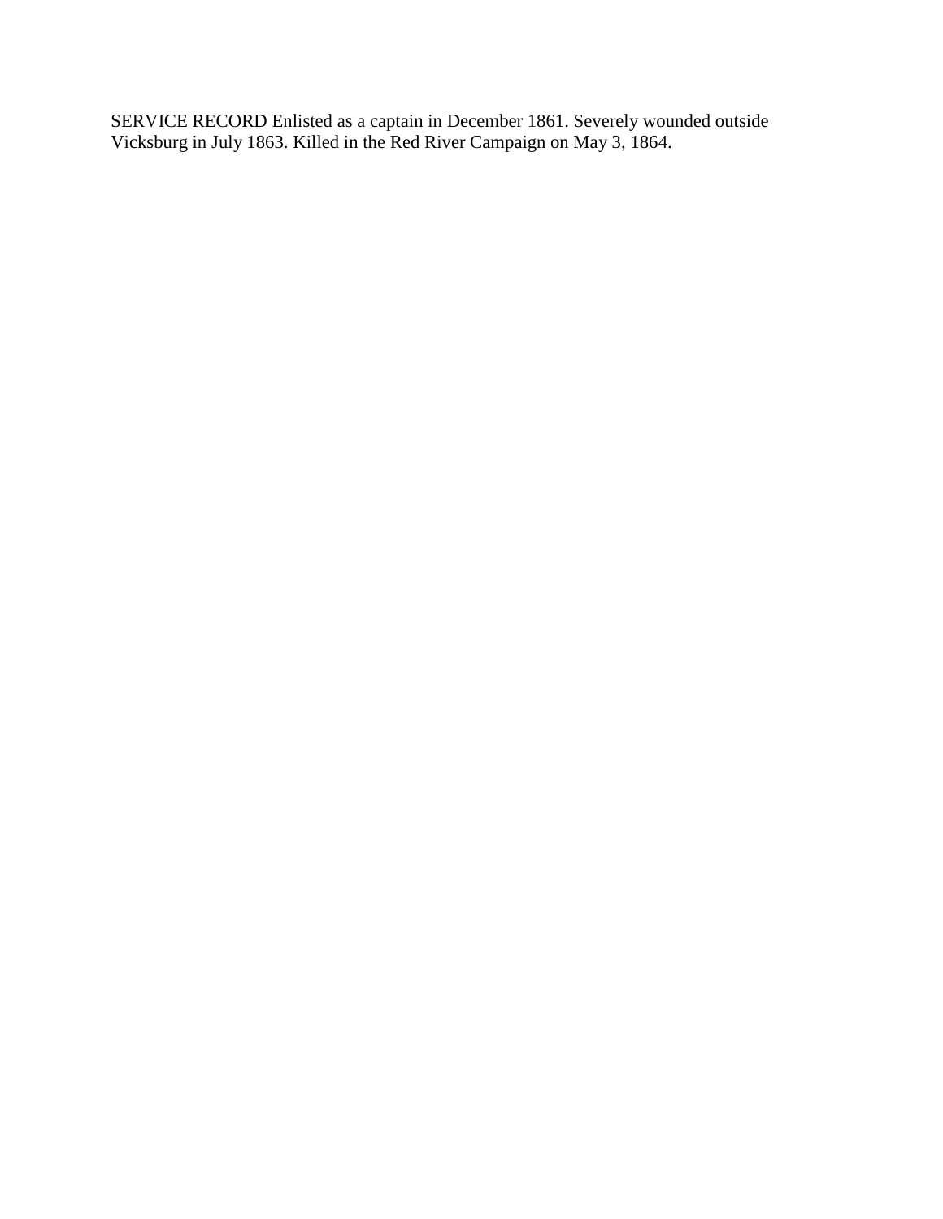SERVICE RECORD Enlisted as a captain in December 1861. Severely wounded outside Vicksburg in July 1863. Killed in the Red River Campaign on May 3, 1864.